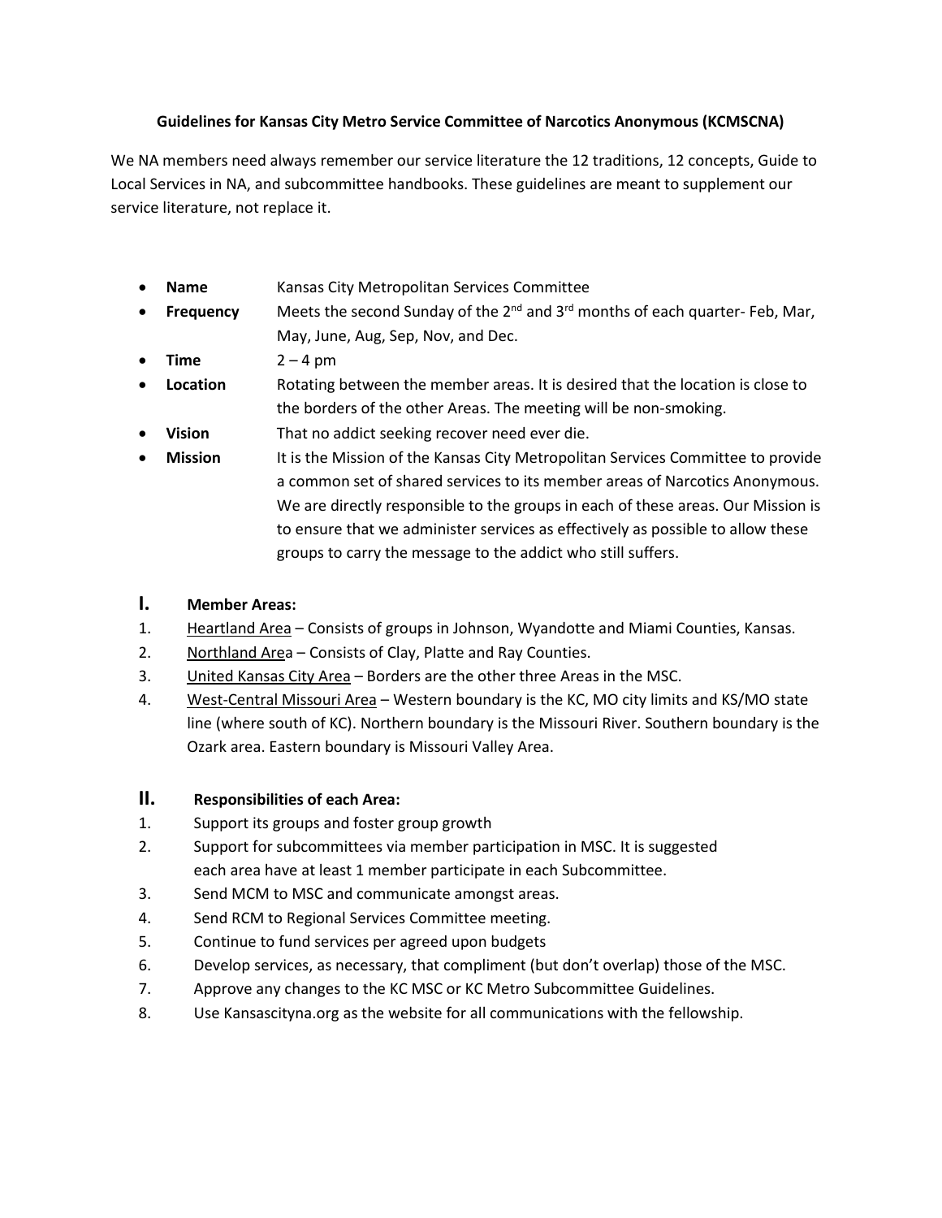**Guidelines for Kansas City Metro Service Committee of Narcotics Anonymous (KCMSCNA)**

We NA members need always remember our service literature the 12 traditions, 12 concepts, Guide to Local Services in NA, and subcommittee handbooks. These guidelines are meant to supplement our service literature, not replace it.

- **Name** Kansas City Metropolitan Services Committee
- **Frequency** Meets the second Sunday of the 2nd and 3rd months of each quarter- Feb, Mar, May, June, Aug, Sep, Nov, and Dec.
- **Time** 2 – 4 pm
- **Location** Rotating between the member areas. It is desired that the location is close to the borders of the other Areas. The meeting will be non-smoking.
- **Vision** That no addict seeking recover need ever die.
- **Mission** It is the Mission of the Kansas City Metropolitan Services Committee to provide a common set of shared services to its member areas of Narcotics Anonymous. We are directly responsible to the groups in each of these areas. Our Mission is to ensure that we administer services as effectively as possible to allow these groups to carry the message to the addict who still suffers.

## I. Member Areas:

1. Heartland Area – Consists of groups in Johnson, Wyandotte and Miami Counties, Kansas.
2. Northland Area – Consists of Clay, Platte and Ray Counties.
3. United Kansas City Area – Borders are the other three Areas in the MSC.
4. West-Central Missouri Area – Western boundary is the KC, MO city limits and KS/MO state line (where south of KC). Northern boundary is the Missouri River. Southern boundary is the Ozark area. Eastern boundary is Missouri Valley Area.

## II. Responsibilities of each Area:

1. Support its groups and foster group growth
2. Support for subcommittees via member participation in MSC. It is suggested each area have at least 1 member participate in each Subcommittee.
3. Send MCM to MSC and communicate amongst areas.
4. Send RCM to Regional Services Committee meeting.
5. Continue to fund services per agreed upon budgets
6. Develop services, as necessary, that compliment (but don't overlap) those of the MSC.
7. Approve any changes to the KC MSC or KC Metro Subcommittee Guidelines.
8. Use Kansascityna.org as the website for all communications with the fellowship.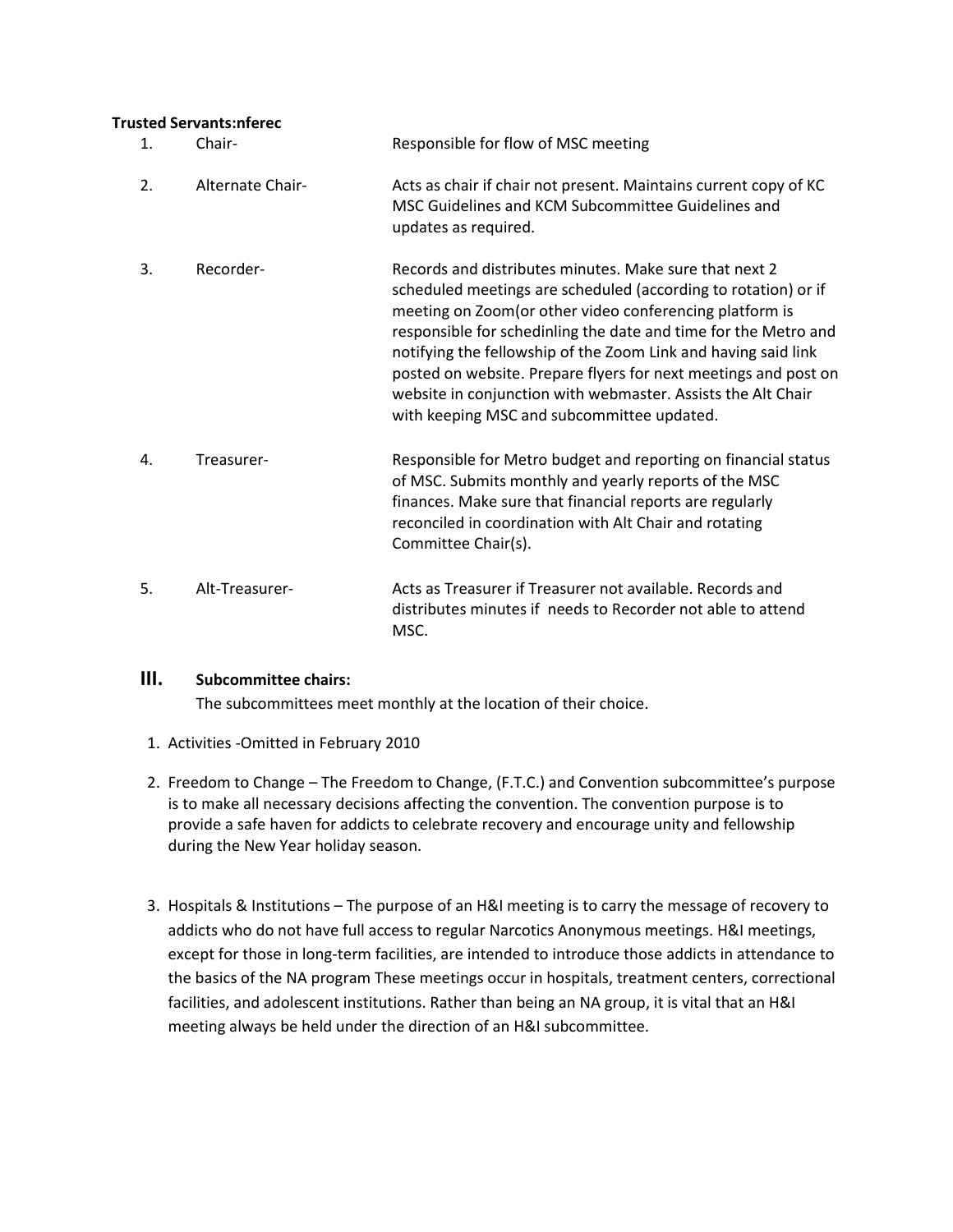**Trusted Servants:nferec**

1. Chair- Responsible for flow of MSC meeting

2. Alternate Chair- Acts as chair if chair not present. Maintains current copy of KC MSC Guidelines and KCM Subcommittee Guidelines and updates as required.

3. Recorder- Records and distributes minutes. Make sure that next 2 scheduled meetings are scheduled (according to rotation) or if meeting on Zoom(or other video conferencing platform is responsible for schedinling the date and time for the Metro and notifying the fellowship of the Zoom Link and having said link posted on website. Prepare flyers for next meetings and post on website in conjunction with webmaster. Assists the Alt Chair with keeping MSC and subcommittee updated.

4. Treasurer- Responsible for Metro budget and reporting on financial status of MSC. Submits monthly and yearly reports of the MSC finances. Make sure that financial reports are regularly reconciled in coordination with Alt Chair and rotating Committee Chair(s).

5. Alt-Treasurer- Acts as Treasurer if Treasurer not available. Records and distributes minutes if needs to Recorder not able to attend MSC.

## III. Subcommittee chairs:

The subcommittees meet monthly at the location of their choice.

1. Activities -Omitted in February 2010

2. Freedom to Change – The Freedom to Change, (F.T.C.) and Convention subcommittee's purpose is to make all necessary decisions affecting the convention. The convention purpose is to provide a safe haven for addicts to celebrate recovery and encourage unity and fellowship during the New Year holiday season.

3. Hospitals & Institutions – The purpose of an H&I meeting is to carry the message of recovery to addicts who do not have full access to regular Narcotics Anonymous meetings. H&I meetings, except for those in long-term facilities, are intended to introduce those addicts in attendance to the basics of the NA program These meetings occur in hospitals, treatment centers, correctional facilities, and adolescent institutions. Rather than being an NA group, it is vital that an H&I meeting always be held under the direction of an H&I subcommittee.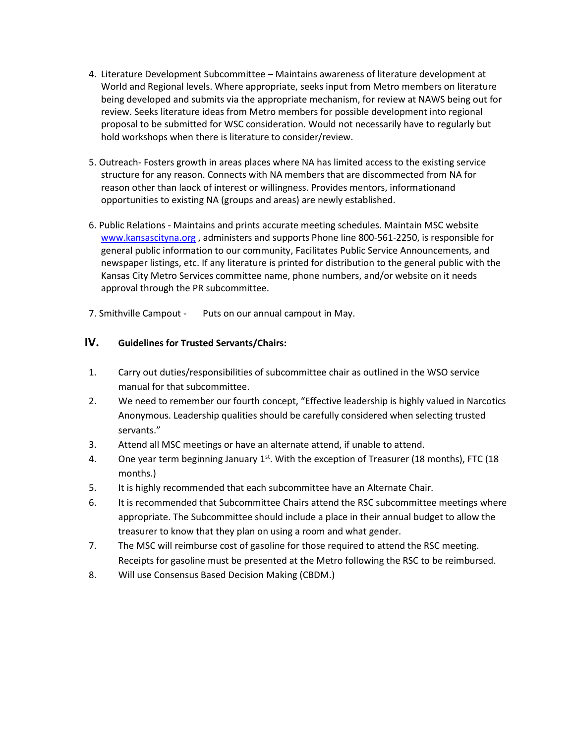4. Literature Development Subcommittee – Maintains awareness of literature development at World and Regional levels. Where appropriate, seeks input from Metro members on literature being developed and submits via the appropriate mechanism, for review at NAWS being out for review. Seeks literature ideas from Metro members for possible development into regional proposal to be submitted for WSC consideration. Would not necessarily have to regularly but hold workshops when there is literature to consider/review.

5. Outreach- Fosters growth in areas places where NA has limited access to the existing service structure for any reason. Connects with NA members that are discommected from NA for reason other than laock of interest or willingness. Provides mentors, informationand opportunities to existing NA (groups and areas) are newly established.

6. Public Relations - Maintains and prints accurate meeting schedules. Maintain MSC website [www.kansascityna.org](http://www.kansascityna.org) , administers and supports Phone line 800-561-2250, is responsible for general public information to our community, Facilitates Public Service Announcements, and newspaper listings, etc. If any literature is printed for distribution to the general public with the Kansas City Metro Services committee name, phone numbers, and/or website on it needs approval through the PR subcommittee.

7. Smithville Campout - Puts on our annual campout in May.

## IV. Guidelines for Trusted Servants/Chairs:

1. Carry out duties/responsibilities of subcommittee chair as outlined in the WSO service manual for that subcommittee.
2. We need to remember our fourth concept, "Effective leadership is highly valued in Narcotics Anonymous. Leadership qualities should be carefully considered when selecting trusted servants."
3. Attend all MSC meetings or have an alternate attend, if unable to attend.
4. One year term beginning January 1st. With the exception of Treasurer (18 months), FTC (18 months.)
5. It is highly recommended that each subcommittee have an Alternate Chair.
6. It is recommended that Subcommittee Chairs attend the RSC subcommittee meetings where appropriate. The Subcommittee should include a place in their annual budget to allow the treasurer to know that they plan on using a room and what gender.
7. The MSC will reimburse cost of gasoline for those required to attend the RSC meeting. Receipts for gasoline must be presented at the Metro following the RSC to be reimbursed.
8. Will use Consensus Based Decision Making (CBDM.)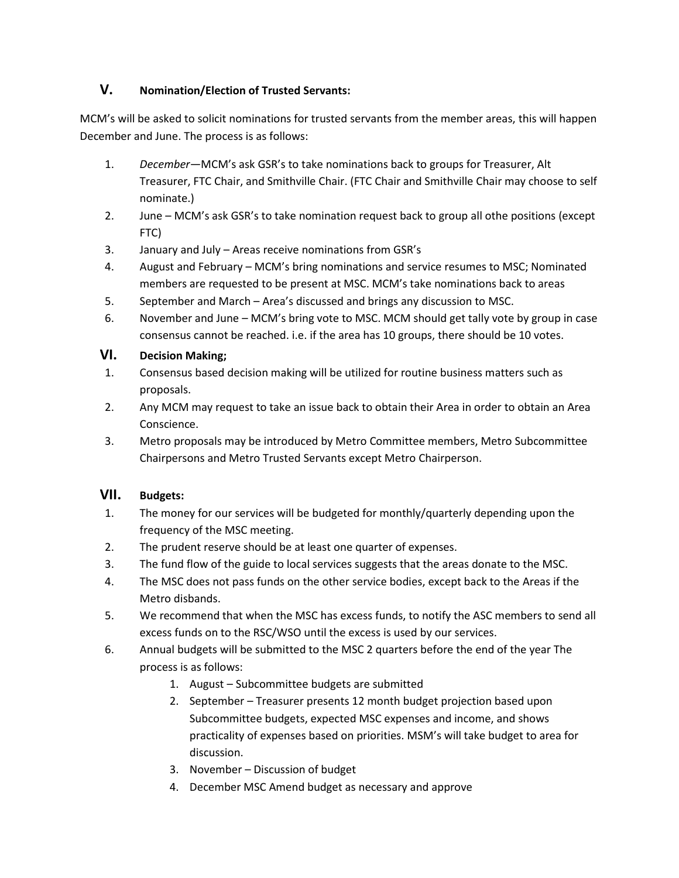## V. Nomination/Election of Trusted Servants:

MCM's will be asked to solicit nominations for trusted servants from the member areas, this will happen December and June. The process is as follows:

1. *December*—MCM's ask GSR's to take nominations back to groups for Treasurer, Alt Treasurer, FTC Chair, and Smithville Chair. (FTC Chair and Smithville Chair may choose to self nominate.)
2. June – MCM's ask GSR's to take nomination request back to group all othe positions (except FTC)
3. January and July – Areas receive nominations from GSR's
4. August and February – MCM's bring nominations and service resumes to MSC; Nominated members are requested to be present at MSC. MCM's take nominations back to areas
5. September and March – Area's discussed and brings any discussion to MSC.
6. November and June – MCM's bring vote to MSC. MCM should get tally vote by group in case consensus cannot be reached. i.e. if the area has 10 groups, there should be 10 votes.

## VI. Decision Making;

1. Consensus based decision making will be utilized for routine business matters such as proposals.
2. Any MCM may request to take an issue back to obtain their Area in order to obtain an Area Conscience.
3. Metro proposals may be introduced by Metro Committee members, Metro Subcommittee Chairpersons and Metro Trusted Servants except Metro Chairperson.

## VII. Budgets:

1. The money for our services will be budgeted for monthly/quarterly depending upon the frequency of the MSC meeting.
2. The prudent reserve should be at least one quarter of expenses.
3. The fund flow of the guide to local services suggests that the areas donate to the MSC.
4. The MSC does not pass funds on the other service bodies, except back to the Areas if the Metro disbands.
5. We recommend that when the MSC has excess funds, to notify the ASC members to send all excess funds on to the RSC/WSO until the excess is used by our services.
6. Annual budgets will be submitted to the MSC 2 quarters before the end of the year The process is as follows:
    1. August – Subcommittee budgets are submitted
    2. September – Treasurer presents 12 month budget projection based upon Subcommittee budgets, expected MSC expenses and income, and shows practicality of expenses based on priorities. MSM's will take budget to area for discussion.
    3. November – Discussion of budget
    4. December MSC Amend budget as necessary and approve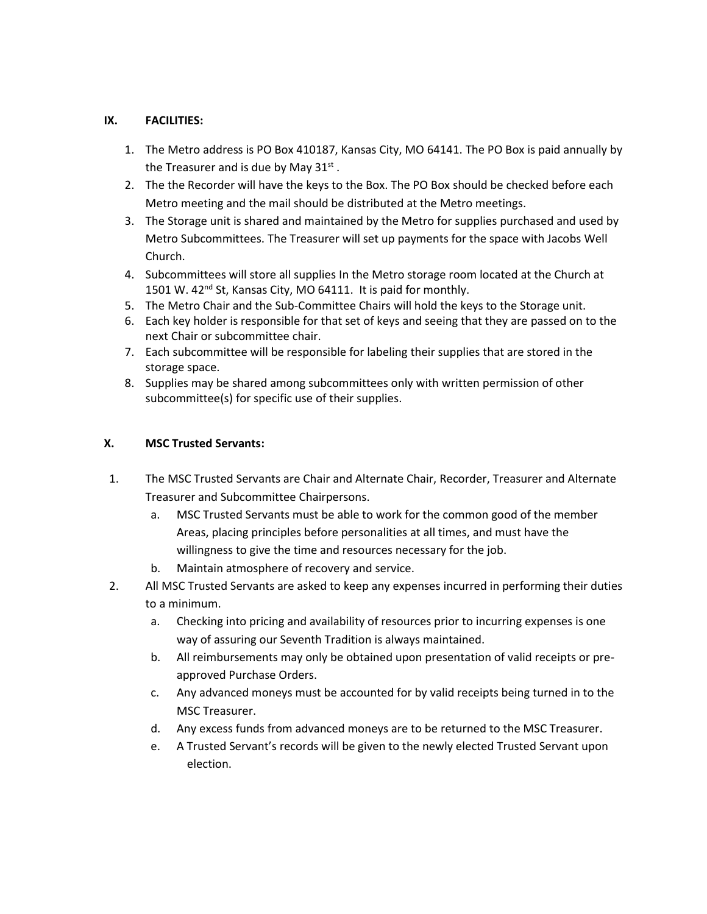### IX. FACILITIES:

1. The Metro address is PO Box 410187, Kansas City, MO 64141. The PO Box is paid annually by the Treasurer and is due by May 31st .
2. The the Recorder will have the keys to the Box. The PO Box should be checked before each Metro meeting and the mail should be distributed at the Metro meetings.
3. The Storage unit is shared and maintained by the Metro for supplies purchased and used by Metro Subcommittees. The Treasurer will set up payments for the space with Jacobs Well Church.
4. Subcommittees will store all supplies In the Metro storage room located at the Church at 1501 W. 42nd St, Kansas City, MO 64111. It is paid for monthly.
5. The Metro Chair and the Sub-Committee Chairs will hold the keys to the Storage unit.
6. Each key holder is responsible for that set of keys and seeing that they are passed on to the next Chair or subcommittee chair.
7. Each subcommittee will be responsible for labeling their supplies that are stored in the storage space.
8. Supplies may be shared among subcommittees only with written permission of other subcommittee(s) for specific use of their supplies.

### X. MSC Trusted Servants:

1. The MSC Trusted Servants are Chair and Alternate Chair, Recorder, Treasurer and Alternate Treasurer and Subcommittee Chairpersons.
   a. MSC Trusted Servants must be able to work for the common good of the member Areas, placing principles before personalities at all times, and must have the willingness to give the time and resources necessary for the job.
   b. Maintain atmosphere of recovery and service.
2. All MSC Trusted Servants are asked to keep any expenses incurred in performing their duties to a minimum.
   a. Checking into pricing and availability of resources prior to incurring expenses is one way of assuring our Seventh Tradition is always maintained.
   b. All reimbursements may only be obtained upon presentation of valid receipts or pre-approved Purchase Orders.
   c. Any advanced moneys must be accounted for by valid receipts being turned in to the MSC Treasurer.
   d. Any excess funds from advanced moneys are to be returned to the MSC Treasurer.
   e. A Trusted Servant's records will be given to the newly elected Trusted Servant upon election.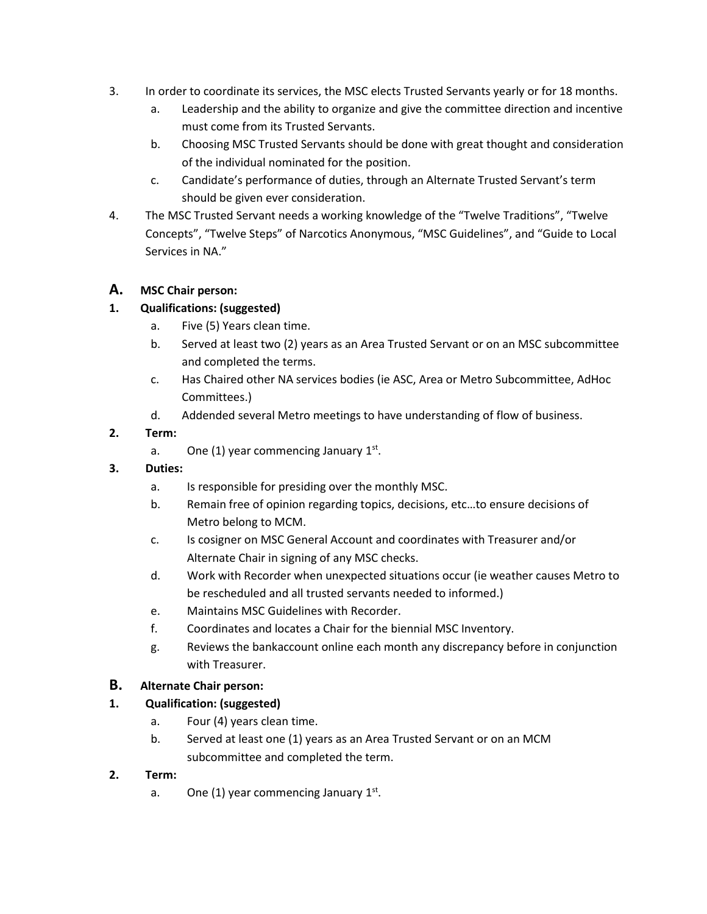3. In order to coordinate its services, the MSC elects Trusted Servants yearly or for 18 months.
   a. Leadership and the ability to organize and give the committee direction and incentive must come from its Trusted Servants.
   b. Choosing MSC Trusted Servants should be done with great thought and consideration of the individual nominated for the position.
   c. Candidate's performance of duties, through an Alternate Trusted Servant's term should be given ever consideration.
4. The MSC Trusted Servant needs a working knowledge of the "Twelve Traditions", "Twelve Concepts", "Twelve Steps" of Narcotics Anonymous, "MSC Guidelines", and "Guide to Local Services in NA."

## A. MSC Chair person:

**1. Qualifications: (suggested)**

   a. Five (5) Years clean time.
   b. Served at least two (2) years as an Area Trusted Servant or on an MSC subcommittee and completed the terms.
   c. Has Chaired other NA services bodies (ie ASC, Area or Metro Subcommittee, AdHoc Committees.)
   d. Addended several Metro meetings to have understanding of flow of business.

**2. Term:**

   a. One (1) year commencing January 1st.

**3. Duties:**

   a. Is responsible for presiding over the monthly MSC.
   b. Remain free of opinion regarding topics, decisions, etc…to ensure decisions of Metro belong to MCM.
   c. Is cosigner on MSC General Account and coordinates with Treasurer and/or Alternate Chair in signing of any MSC checks.
   d. Work with Recorder when unexpected situations occur (ie weather causes Metro to be rescheduled and all trusted servants needed to informed.)
   e. Maintains MSC Guidelines with Recorder.
   f. Coordinates and locates a Chair for the biennial MSC Inventory.
   g. Reviews the bankaccount online each month any discrepancy before in conjunction with Treasurer.

## B. Alternate Chair person:

**1. Qualification: (suggested)**

   a. Four (4) years clean time.
   b. Served at least one (1) years as an Area Trusted Servant or on an MCM subcommittee and completed the term.

**2. Term:**

   a. One (1) year commencing January 1st.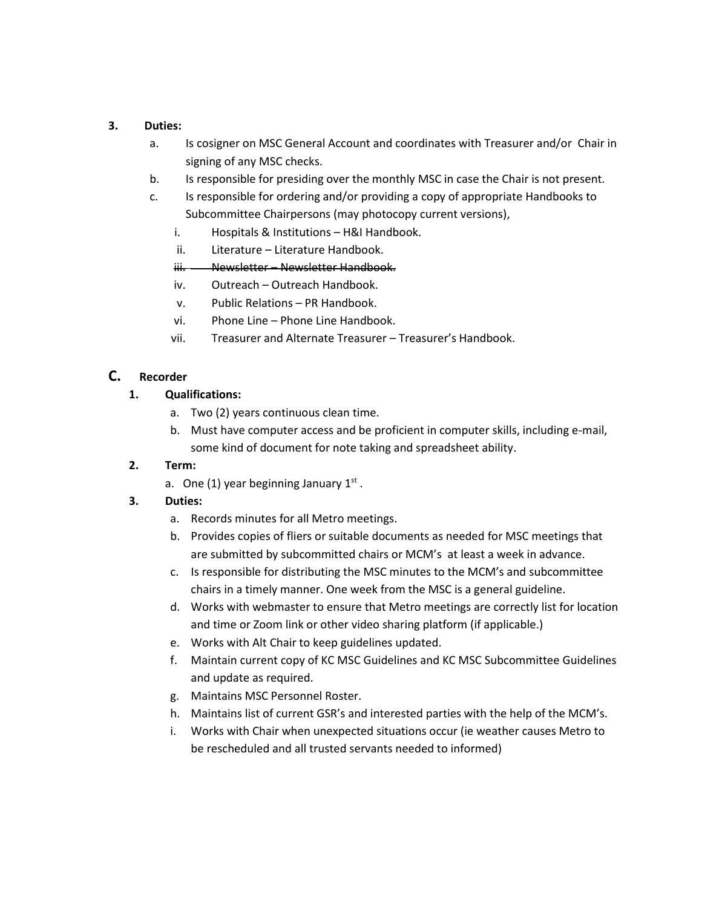**3. Duties:**

a. Is cosigner on MSC General Account and coordinates with Treasurer and/or Chair in signing of any MSC checks.

b. Is responsible for presiding over the monthly MSC in case the Chair is not present.

c. Is responsible for ordering and/or providing a copy of appropriate Handbooks to Subcommittee Chairpersons (may photocopy current versions),

   i. Hospitals & Institutions – H&I Handbook.

   ii. Literature – Literature Handbook.

   ~~iii. Newsletter – Newsletter Handbook.~~

   iv. Outreach – Outreach Handbook.

   v. Public Relations – PR Handbook.

   vi. Phone Line – Phone Line Handbook.

   vii. Treasurer and Alternate Treasurer – Treasurer's Handbook.

## C. Recorder

**1. Qualifications:**

a. Two (2) years continuous clean time.

b. Must have computer access and be proficient in computer skills, including e-mail, some kind of document for note taking and spreadsheet ability.

**2. Term:**

a. One (1) year beginning January 1st .

**3. Duties:**

a. Records minutes for all Metro meetings.

b. Provides copies of fliers or suitable documents as needed for MSC meetings that are submitted by subcommitted chairs or MCM's at least a week in advance.

c. Is responsible for distributing the MSC minutes to the MCM's and subcommittee chairs in a timely manner. One week from the MSC is a general guideline.

d. Works with webmaster to ensure that Metro meetings are correctly list for location and time or Zoom link or other video sharing platform (if applicable.)

e. Works with Alt Chair to keep guidelines updated.

f. Maintain current copy of KC MSC Guidelines and KC MSC Subcommittee Guidelines and update as required.

g. Maintains MSC Personnel Roster.

h. Maintains list of current GSR's and interested parties with the help of the MCM's.

i. Works with Chair when unexpected situations occur (ie weather causes Metro to be rescheduled and all trusted servants needed to informed)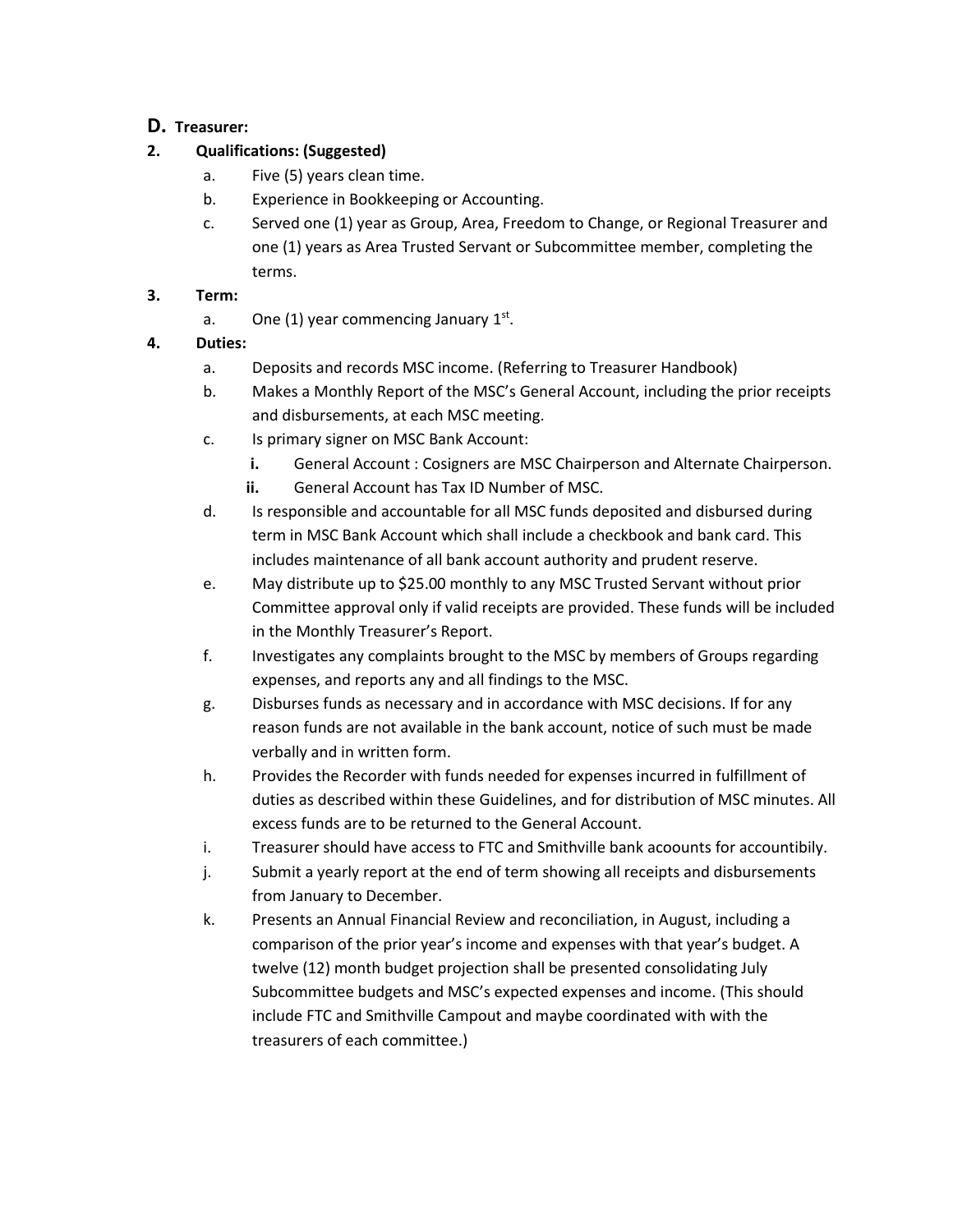## D. Treasurer:

**2. Qualifications: (Suggested)**

   a. Five (5) years clean time.
   
   b. Experience in Bookkeeping or Accounting.
   
   c. Served one (1) year as Group, Area, Freedom to Change, or Regional Treasurer and one (1) years as Area Trusted Servant or Subcommittee member, completing the terms.

**3. Term:**

   a. One (1) year commencing January 1st.

**4. Duties:**

   a. Deposits and records MSC income. (Referring to Treasurer Handbook)
   
   b. Makes a Monthly Report of the MSC's General Account, including the prior receipts and disbursements, at each MSC meeting.
   
   c. Is primary signer on MSC Bank Account:
   
      **i.** General Account : Cosigners are MSC Chairperson and Alternate Chairperson.
      
      **ii.** General Account has Tax ID Number of MSC.
   
   d. Is responsible and accountable for all MSC funds deposited and disbursed during term in MSC Bank Account which shall include a checkbook and bank card. This includes maintenance of all bank account authority and prudent reserve.
   
   e. May distribute up to $25.00 monthly to any MSC Trusted Servant without prior Committee approval only if valid receipts are provided. These funds will be included in the Monthly Treasurer's Report.
   
   f. Investigates any complaints brought to the MSC by members of Groups regarding expenses, and reports any and all findings to the MSC.
   
   g. Disburses funds as necessary and in accordance with MSC decisions. If for any reason funds are not available in the bank account, notice of such must be made verbally and in written form.
   
   h. Provides the Recorder with funds needed for expenses incurred in fulfillment of duties as described within these Guidelines, and for distribution of MSC minutes. All excess funds are to be returned to the General Account.
   
   i. Treasurer should have access to FTC and Smithville bank acoounts for accountibily.
   
   j. Submit a yearly report at the end of term showing all receipts and disbursements from January to December.
   
   k. Presents an Annual Financial Review and reconciliation, in August, including a comparison of the prior year's income and expenses with that year's budget. A twelve (12) month budget projection shall be presented consolidating July Subcommittee budgets and MSC's expected expenses and income. (This should include FTC and Smithville Campout and maybe coordinated with with the treasurers of each committee.)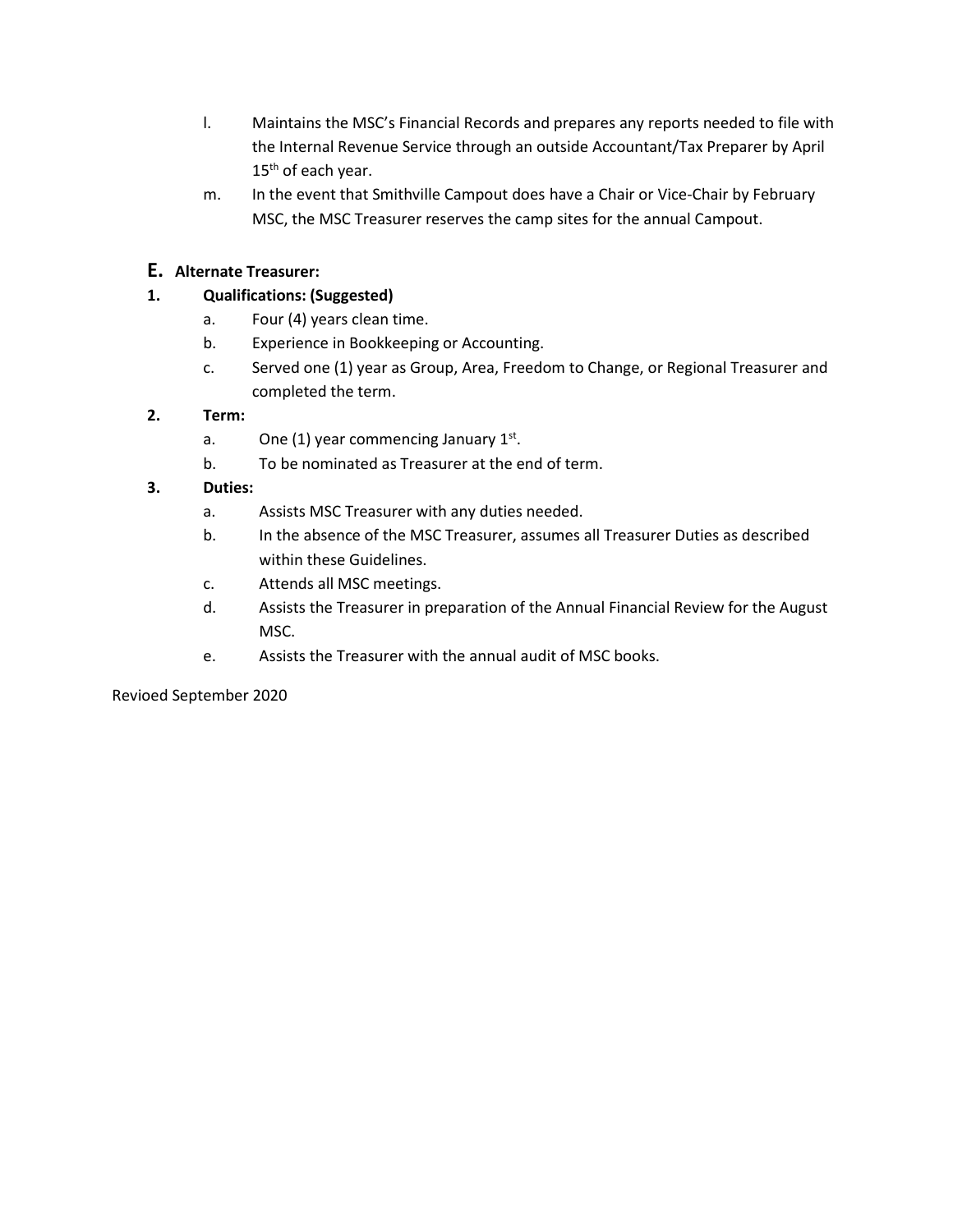l. Maintains the MSC's Financial Records and prepares any reports needed to file with the Internal Revenue Service through an outside Accountant/Tax Preparer by April 15th of each year.

m. In the event that Smithville Campout does have a Chair or Vice-Chair by February MSC, the MSC Treasurer reserves the camp sites for the annual Campout.

## E. Alternate Treasurer:

**1. Qualifications: (Suggested)**

a. Four (4) years clean time.

b. Experience in Bookkeeping or Accounting.

c. Served one (1) year as Group, Area, Freedom to Change, or Regional Treasurer and completed the term.

**2. Term:**

a. One (1) year commencing January 1st.

b. To be nominated as Treasurer at the end of term.

**3. Duties:**

a. Assists MSC Treasurer with any duties needed.

b. In the absence of the MSC Treasurer, assumes all Treasurer Duties as described within these Guidelines.

c. Attends all MSC meetings.

d. Assists the Treasurer in preparation of the Annual Financial Review for the August MSC.

e. Assists the Treasurer with the annual audit of MSC books.

Revioed September 2020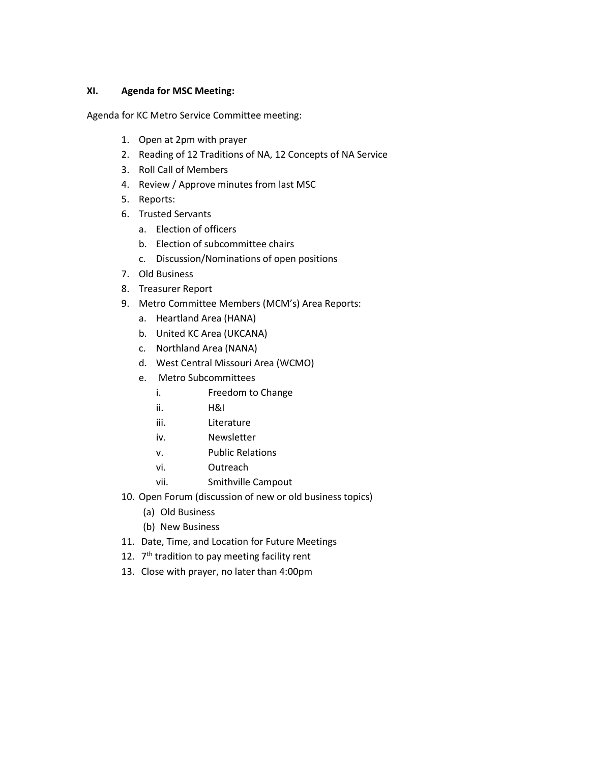### XI. Agenda for MSC Meeting:

Agenda for KC Metro Service Committee meeting:

1. Open at 2pm with prayer
2. Reading of 12 Traditions of NA, 12 Concepts of NA Service
3. Roll Call of Members
4. Review / Approve minutes from last MSC
5. Reports:
6. Trusted Servants
   a. Election of officers
   b. Election of subcommittee chairs
   c. Discussion/Nominations of open positions
7. Old Business
8. Treasurer Report
9. Metro Committee Members (MCM's) Area Reports:
   a. Heartland Area (HANA)
   b. United KC Area (UKCANA)
   c. Northland Area (NANA)
   d. West Central Missouri Area (WCMO)
   e. Metro Subcommittees
      i. Freedom to Change
      ii. H&I
      iii. Literature
      iv. Newsletter
      v. Public Relations
      vi. Outreach
      vii. Smithville Campout
10. Open Forum (discussion of new or old business topics)
    (a) Old Business
    (b) New Business
11. Date, Time, and Location for Future Meetings
12. 7th tradition to pay meeting facility rent
13. Close with prayer, no later than 4:00pm